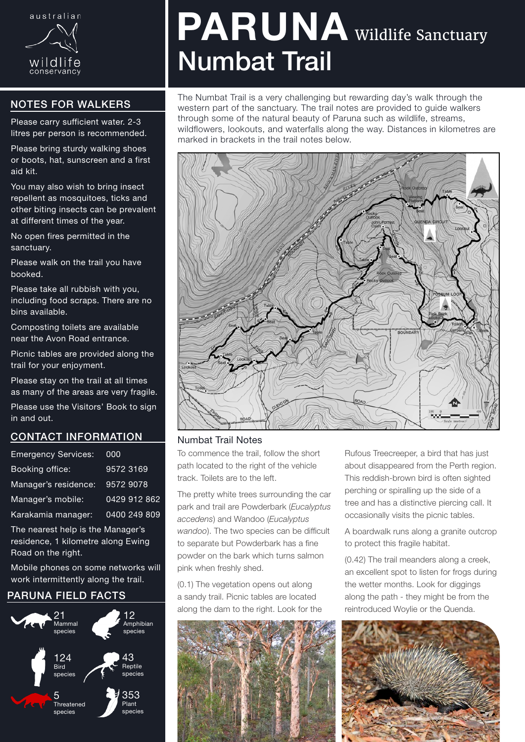australian wildlife conservancy

# PARUNA Wildlife Sanctuary Numbat Trail

## NOTES FOR WALKERS

Please carry sufficient water. 2-3 litres per person is recommended.

Please bring sturdy walking shoes or boots, hat, sunscreen and a first aid kit.

You may also wish to bring insect repellent as mosquitoes, ticks and other biting insects can be prevalent at different times of the year.

No open fires permitted in the sanctuary.

Please walk on the trail you have booked.

Please take all rubbish with you, including food scraps. There are no bins available.

Composting toilets are available near the Avon Road entrance.

Picnic tables are provided along the trail for your enjoyment.

Please stay on the trail at all times as many of the areas are very fragile.

Please use the Visitors' Book to sign in and out.

## CONTACT INFORMATION

| | |
|---|---|
| Emergency Services: | 000 |
| Booking office: | 9572 3169 |
| Manager's residence: | 9572 9078 |
| Manager's mobile: | 0429 912 862 |
| Karakamia manager: | 0400 249 809 |

The nearest help is the Manager's residence, 1 kilometre along Ewing Road on the right.

Mobile phones on some networks will work intermittently along the trail.

## PARUNA FIELD FACTS

- 21 Mammal species
- 12 Amphibian species
- 124 Bird species
- 43 Reptile species
- 5 Threatened species
- 353 Plant species

The Numbat Trail is a very challenging but rewarding day's walk through the western part of the sanctuary. The trail notes are provided to guide walkers through some of the natural beauty of Paruna such as wildlife, streams, wildflowers, lookouts, and waterfalls along the way. Distances in kilometres are marked in brackets in the trail notes below.

## Numbat Trail Notes

To commence the trail, follow the short path located to the right of the vehicle track. Toilets are to the left.

The pretty white trees surrounding the car park and trail are Powderbark (*Eucalyptus accedens*) and Wandoo (*Eucalyptus wandoo*). The two species can be difficult to separate but Powderbark has a fine powder on the bark which turns salmon pink when freshly shed.

(0.1) The vegetation opens out along a sandy trail. Picnic tables are located along the dam to the right. Look for the Rufous Treecreeper, a bird that has just about disappeared from the Perth region. This reddish-brown bird is often sighted perching or spiralling up the side of a tree and has a distinctive piercing call. It occasionally visits the picnic tables.

A boardwalk runs along a granite outcrop to protect this fragile habitat.

(0.42) The trail meanders along a creek, an excellent spot to listen for frogs during the wetter months. Look for diggings along the path - they might be from the reintroduced Woylie or the Quenda.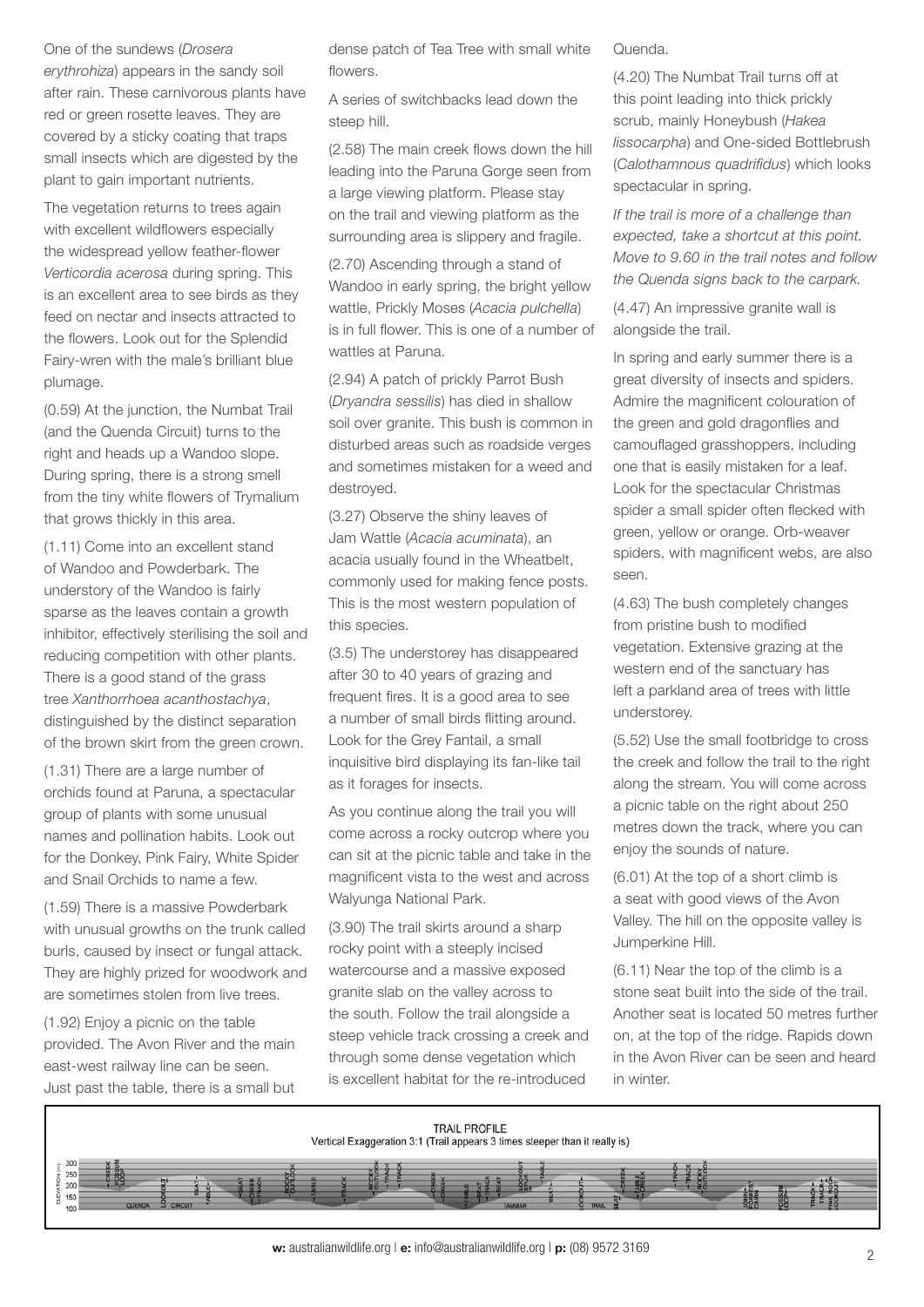One of the sundews (*Drosera erythrohiza*) appears in the sandy soil after rain. These carnivorous plants have red or green rosette leaves. They are covered by a sticky coating that traps small insects which are digested by the plant to gain important nutrients.

The vegetation returns to trees again with excellent wildflowers especially the widespread yellow feather-flower *Verticordia acerosa* during spring. This is an excellent area to see birds as they feed on nectar and insects attracted to the flowers. Look out for the Splendid Fairy-wren with the male's brilliant blue plumage.

(0.59) At the junction, the Numbat Trail (and the Quenda Circuit) turns to the right and heads up a Wandoo slope. During spring, there is a strong smell from the tiny white flowers of Trymalium that grows thickly in this area.

(1.11) Come into an excellent stand of Wandoo and Powderbark. The understory of the Wandoo is fairly sparse as the leaves contain a growth inhibitor, effectively sterilising the soil and reducing competition with other plants. There is a good stand of the grass tree *Xanthorrhoea acanthostachya*, distinguished by the distinct separation of the brown skirt from the green crown.

(1.31) There are a large number of orchids found at Paruna, a spectacular group of plants with some unusual names and pollination habits. Look out for the Donkey, Pink Fairy, White Spider and Snail Orchids to name a few.

(1.59) There is a massive Powderbark with unusual growths on the trunk called burls, caused by insect or fungal attack. They are highly prized for woodwork and are sometimes stolen from live trees.

(1.92) Enjoy a picnic on the table provided. The Avon River and the main east-west railway line can be seen. Just past the table, there is a small but dense patch of Tea Tree with small white flowers.

A series of switchbacks lead down the steep hill.

(2.58) The main creek flows down the hill leading into the Paruna Gorge seen from a large viewing platform. Please stay on the trail and viewing platform as the surrounding area is slippery and fragile.

(2.70) Ascending through a stand of Wandoo in early spring, the bright yellow wattle, Prickly Moses (*Acacia pulchella*) is in full flower. This is one of a number of wattles at Paruna.

(2.94) A patch of prickly Parrot Bush (*Dryandra sessilis*) has died in shallow soil over granite. This bush is common in disturbed areas such as roadside verges and sometimes mistaken for a weed and destroyed.

(3.27) Observe the shiny leaves of Jam Wattle (*Acacia acuminata*), an acacia usually found in the Wheatbelt, commonly used for making fence posts. This is the most western population of this species.

(3.5) The understorey has disappeared after 30 to 40 years of grazing and frequent fires. It is a good area to see a number of small birds flitting around. Look for the Grey Fantail, a small inquisitive bird displaying its fan-like tail as it forages for insects.

As you continue along the trail you will come across a rocky outcrop where you can sit at the picnic table and take in the magnificent vista to the west and across Walyunga National Park.

(3.90) The trail skirts around a sharp rocky point with a steeply incised watercourse and a massive exposed granite slab on the valley across to the south. Follow the trail alongside a steep vehicle track crossing a creek and through some dense vegetation which is excellent habitat for the re-introduced Quenda.

(4.20) The Numbat Trail turns off at this point leading into thick prickly scrub, mainly Honeybush (*Hakea lissocarpha*) and One-sided Bottlebrush (*Calothamnous quadrifidus*) which looks spectacular in spring.

*If the trail is more of a challenge than expected, take a shortcut at this point. Move to 9.60 in the trail notes and follow the Quenda signs back to the carpark.*

(4.47) An impressive granite wall is alongside the trail.

In spring and early summer there is a great diversity of insects and spiders. Admire the magnificent colouration of the green and gold dragonflies and camouflaged grasshoppers, including one that is easily mistaken for a leaf. Look for the spectacular Christmas spider a small spider often flecked with green, yellow or orange. Orb-weaver spiders, with magnificent webs, are also seen.

(4.63) The bush completely changes from pristine bush to modified vegetation. Extensive grazing at the western end of the sanctuary has left a parkland area of trees with little understorey.

(5.52) Use the small footbridge to cross the creek and follow the trail to the right along the stream. You will come across a picnic table on the right about 250 metres down the track, where you can enjoy the sounds of nature.

(6.01) At the top of a short climb is a seat with good views of the Avon Valley. The hill on the opposite valley is Jumperkine Hill.

(6.11) Near the top of the climb is a stone seat built into the side of the trail. Another seat is located 50 metres further on, at the top of the ridge. Rapids down in the Avon River can be seen and heard in winter.

TRAIL PROFILE
Vertical Exaggeration 3:1 (Trail appears 3 times steeper than it really is)

**w:** australianwildlife.org | **e:** info@australianwildlife.org | **p:** (08) 9572 3169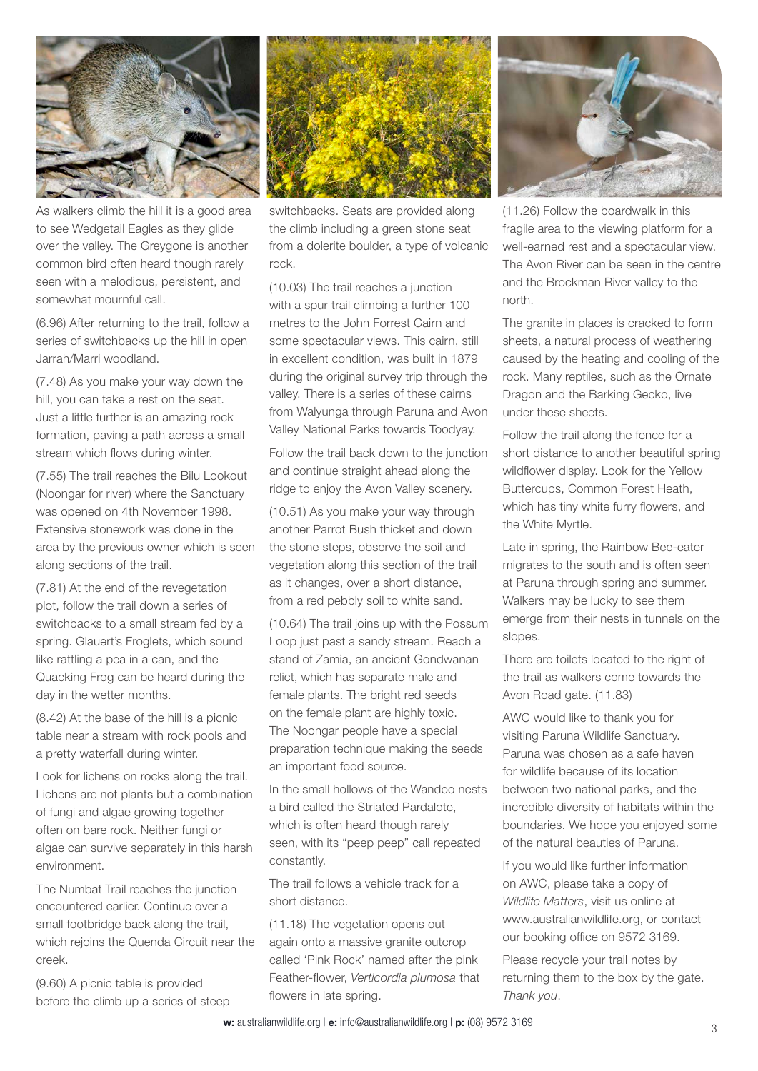As walkers climb the hill it is a good area to see Wedgetail Eagles as they glide over the valley. The Greygone is another common bird often heard though rarely seen with a melodious, persistent, and somewhat mournful call.

(6.96) After returning to the trail, follow a series of switchbacks up the hill in open Jarrah/Marri woodland.

(7.48) As you make your way down the hill, you can take a rest on the seat. Just a little further is an amazing rock formation, paving a path across a small stream which flows during winter.

(7.55) The trail reaches the Bilu Lookout (Noongar for river) where the Sanctuary was opened on 4th November 1998. Extensive stonework was done in the area by the previous owner which is seen along sections of the trail.

(7.81) At the end of the revegetation plot, follow the trail down a series of switchbacks to a small stream fed by a spring. Glauert's Froglets, which sound like rattling a pea in a can, and the Quacking Frog can be heard during the day in the wetter months.

(8.42) At the base of the hill is a picnic table near a stream with rock pools and a pretty waterfall during winter.

Look for lichens on rocks along the trail. Lichens are not plants but a combination of fungi and algae growing together often on bare rock. Neither fungi or algae can survive separately in this harsh environment.

The Numbat Trail reaches the junction encountered earlier. Continue over a small footbridge back along the trail, which rejoins the Quenda Circuit near the creek.

(9.60) A picnic table is provided before the climb up a series of steep switchbacks. Seats are provided along the climb including a green stone seat from a dolerite boulder, a type of volcanic rock.

(10.03) The trail reaches a junction with a spur trail climbing a further 100 metres to the John Forrest Cairn and some spectacular views. This cairn, still in excellent condition, was built in 1879 during the original survey trip through the valley. There is a series of these cairns from Walyunga through Paruna and Avon Valley National Parks towards Toodyay.

Follow the trail back down to the junction and continue straight ahead along the ridge to enjoy the Avon Valley scenery.

(10.51) As you make your way through another Parrot Bush thicket and down the stone steps, observe the soil and vegetation along this section of the trail as it changes, over a short distance, from a red pebbly soil to white sand.

(10.64) The trail joins up with the Possum Loop just past a sandy stream. Reach a stand of Zamia, an ancient Gondwanan relict, which has separate male and female plants. The bright red seeds on the female plant are highly toxic. The Noongar people have a special preparation technique making the seeds an important food source.

In the small hollows of the Wandoo nests a bird called the Striated Pardalote, which is often heard though rarely seen, with its "peep peep" call repeated constantly.

The trail follows a vehicle track for a short distance.

(11.18) The vegetation opens out again onto a massive granite outcrop called 'Pink Rock' named after the pink Feather-flower, *Verticordia plumosa* that flowers in late spring.

(11.26) Follow the boardwalk in this fragile area to the viewing platform for a well-earned rest and a spectacular view. The Avon River can be seen in the centre and the Brockman River valley to the north.

The granite in places is cracked to form sheets, a natural process of weathering caused by the heating and cooling of the rock. Many reptiles, such as the Ornate Dragon and the Barking Gecko, live under these sheets.

Follow the trail along the fence for a short distance to another beautiful spring wildflower display. Look for the Yellow Buttercups, Common Forest Heath, which has tiny white furry flowers, and the White Myrtle.

Late in spring, the Rainbow Bee-eater migrates to the south and is often seen at Paruna through spring and summer. Walkers may be lucky to see them emerge from their nests in tunnels on the slopes.

There are toilets located to the right of the trail as walkers come towards the Avon Road gate. (11.83)

AWC would like to thank you for visiting Paruna Wildlife Sanctuary. Paruna was chosen as a safe haven for wildlife because of its location between two national parks, and the incredible diversity of habitats within the boundaries. We hope you enjoyed some of the natural beauties of Paruna.

If you would like further information on AWC, please take a copy of *Wildlife Matters*, visit us online at www.australianwildlife.org, or contact our booking office on 9572 3169.

Please recycle your trail notes by returning them to the box by the gate. *Thank you*.

**w:** australianwildlife.org | **e:** info@australianwildlife.org | **p:** (08) 9572 3169